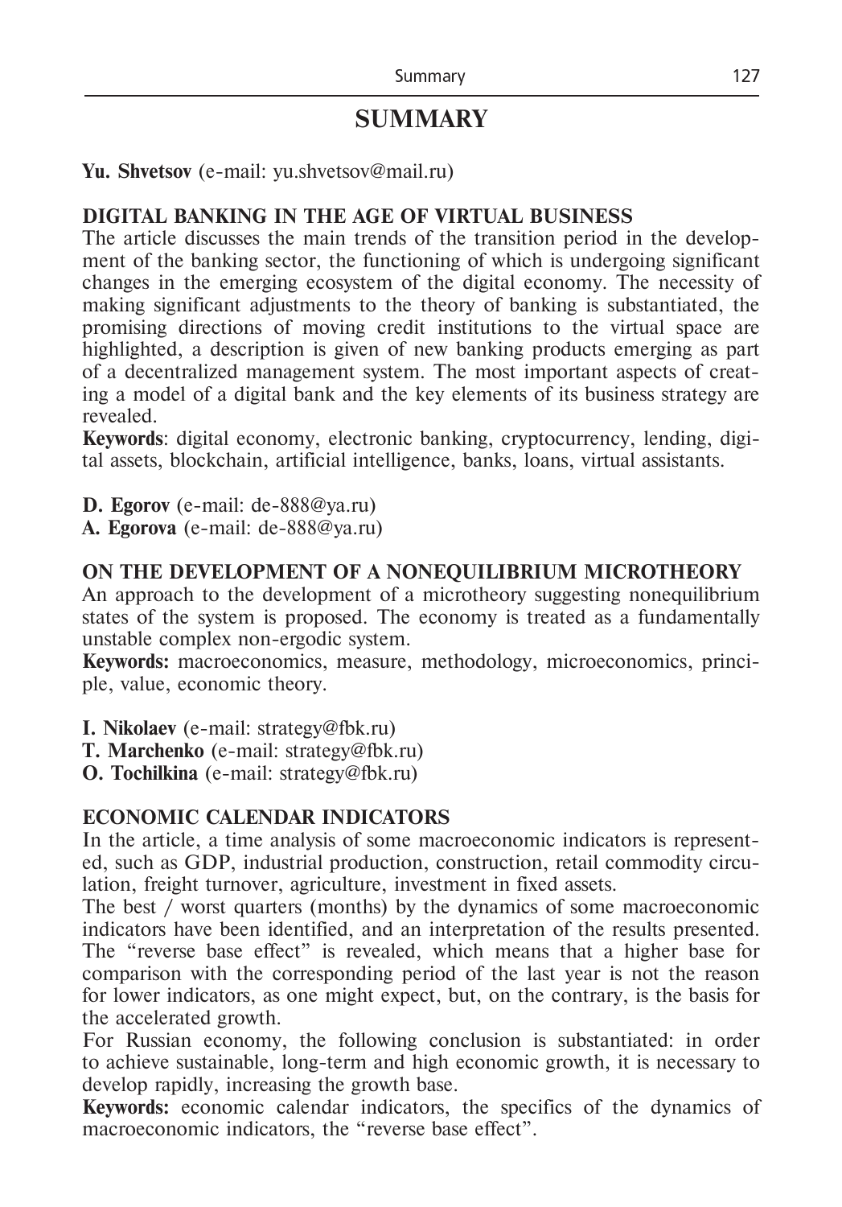# SUMMARY

**Yu. Shvetsov** (e-mail: yu.shvetsov@mail.ru)

**DIGITAL BANKING IN THE AGE OF VIRTUAL BUSINESS**

The article discusses the main trends of the transition period in the development of the banking sector, the functioning of which is undergoing significant changes in the emerging ecosystem of the digital economy. The necessity of making significant adjustments to the theory of banking is substantiated, the promising directions of moving credit institutions to the virtual space are highlighted, a description is given of new banking products emerging as part of a decentralized management system. The most important aspects of creating a model of a digital bank and the key elements of its business strategy are revealed.

**Keywords**: digital economy, electronic banking, cryptocurrency, lending, digital assets, blockchain, artificial intelligence, banks, loans, virtual assistants.

**D. Egorov** (e-mail: de-888@ya.ru)
**A. Egorova** (e-mail: de-888@ya.ru)

**ON THE DEVELOPMENT OF A NONEQUILIBRIUM MICROTHEORY**

An approach to the development of a microtheory suggesting nonequilibrium states of the system is proposed. The economy is treated as a fundamentally unstable complex non-ergodic system.

**Keywords:** macroeconomics, measure, methodology, microeconomics, principle, value, economic theory.

**I. Nikolaev** (e-mail: strategy@fbk.ru)
**T. Marchenko** (e-mail: strategy@fbk.ru)
**O. Tochilkina** (e-mail: strategy@fbk.ru)

**ECONOMIC CALENDAR INDICATORS**

In the article, a time analysis of some macroeconomic indicators is represented, such as GDP, industrial production, construction, retail commodity circulation, freight turnover, agriculture, investment in fixed assets.

The best / worst quarters (months) by the dynamics of some macroeconomic indicators have been identified, and an interpretation of the results presented. The "reverse base effect" is revealed, which means that a higher base for comparison with the corresponding period of the last year is not the reason for lower indicators, as one might expect, but, on the contrary, is the basis for the accelerated growth.

For Russian economy, the following conclusion is substantiated: in order to achieve sustainable, long-term and high economic growth, it is necessary to develop rapidly, increasing the growth base.

**Keywords:** economic calendar indicators, the specifics of the dynamics of macroeconomic indicators, the "reverse base effect".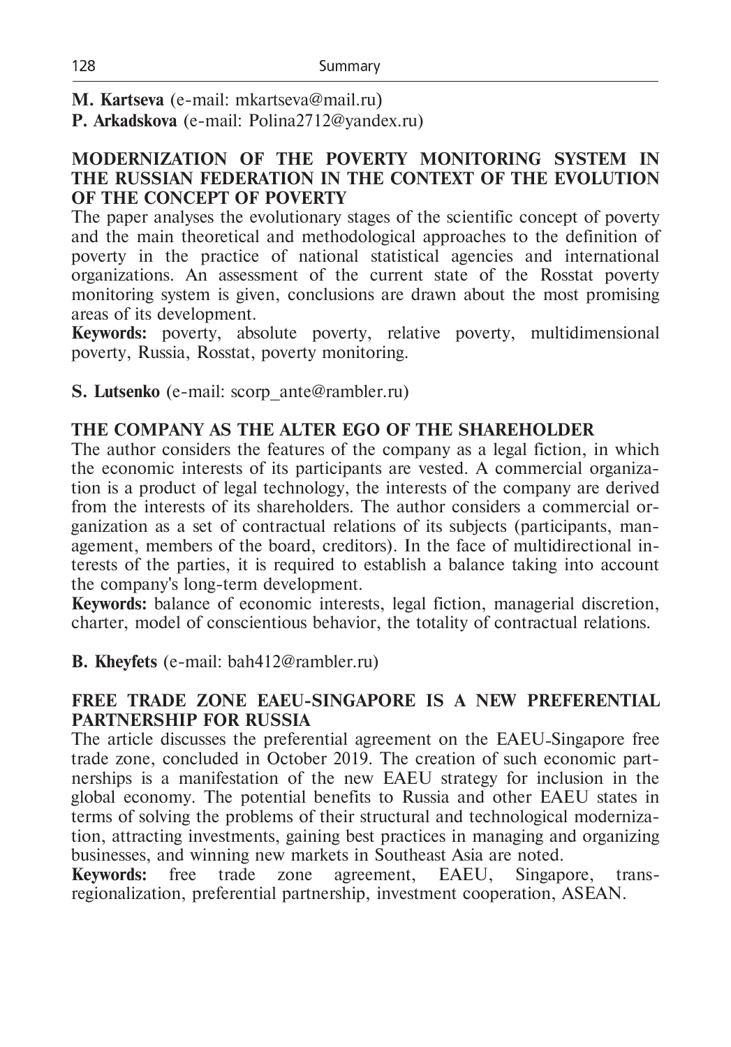**M. Kartseva** (e-mail: mkartseva@mail.ru)
**P. Arkadskova** (e-mail: Polina2712@yandex.ru)

### MODERNIZATION OF THE POVERTY MONITORING SYSTEM IN THE RUSSIAN FEDERATION IN THE CONTEXT OF THE EVOLUTION OF THE CONCEPT OF POVERTY

The paper analyses the evolutionary stages of the scientific concept of poverty and the main theoretical and methodological approaches to the definition of poverty in the practice of national statistical agencies and international organizations. An assessment of the current state of the Rosstat poverty monitoring system is given, conclusions are drawn about the most promising areas of its development.

**Keywords:** poverty, absolute poverty, relative poverty, multidimensional poverty, Russia, Rosstat, poverty monitoring.

**S. Lutsenko** (e-mail: scorp_ante@rambler.ru)

### THE COMPANY AS THE ALTER EGO OF THE SHAREHOLDER

The author considers the features of the company as a legal fiction, in which the economic interests of its participants are vested. A commercial organization is a product of legal technology, the interests of the company are derived from the interests of its shareholders. The author considers a commercial organization as a set of contractual relations of its subjects (participants, management, members of the board, creditors). In the face of multidirectional interests of the parties, it is required to establish a balance taking into account the company's long-term development.

**Keywords:** balance of economic interests, legal fiction, managerial discretion, charter, model of conscientious behavior, the totality of contractual relations.

**B. Kheyfets** (e-mail: bah412@rambler.ru)

### FREE TRADE ZONE EAEU-SINGAPORE IS A NEW PREFERENTIAL PARTNERSHIP FOR RUSSIA

The article discusses the preferential agreement on the EAEU-Singapore free trade zone, concluded in October 2019. The creation of such economic partnerships is a manifestation of the new EAEU strategy for inclusion in the global economy. The potential benefits to Russia and other EAEU states in terms of solving the problems of their structural and technological modernization, attracting investments, gaining best practices in managing and organizing businesses, and winning new markets in Southeast Asia are noted.

**Keywords:** free trade zone agreement, EAEU, Singapore, trans-regionalization, preferential partnership, investment cooperation, ASEAN.